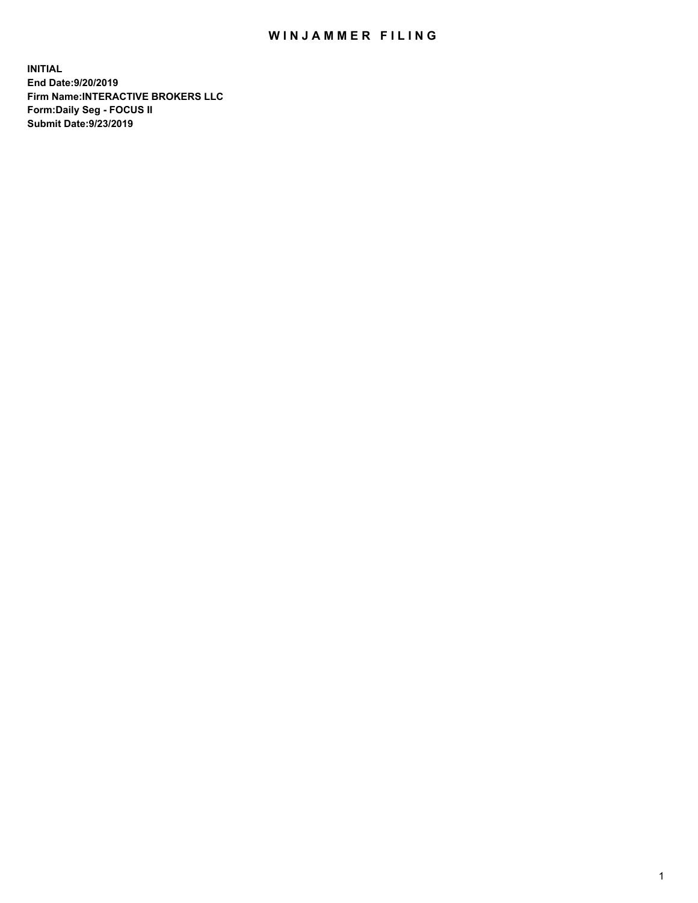# WINJAMMER FILING

**INITIAL**
**End Date:9/20/2019**
**Firm Name:INTERACTIVE BROKERS LLC**
**Form:Daily Seg - FOCUS II**
**Submit Date:9/23/2019**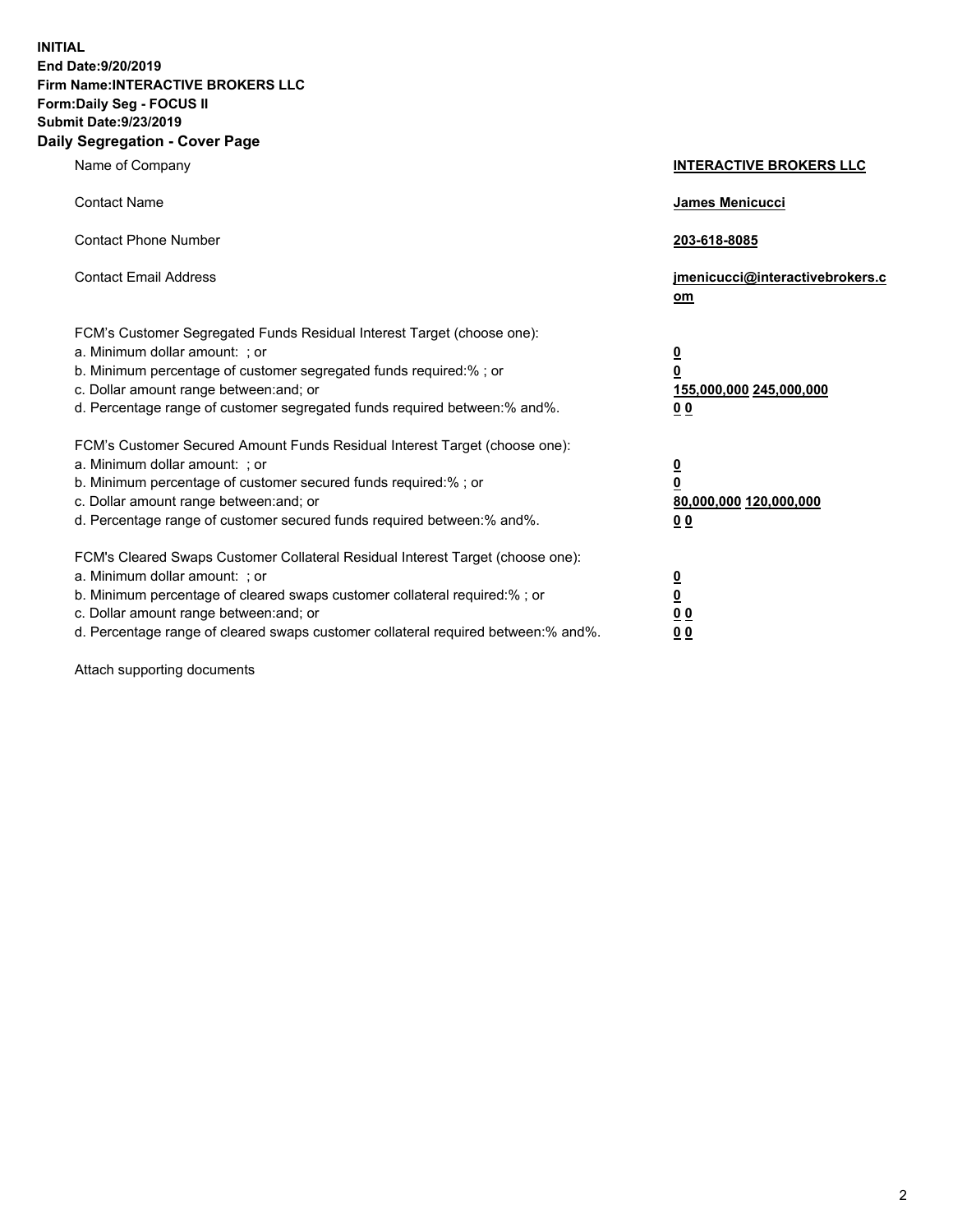**INITIAL**
**End Date:9/20/2019**
**Firm Name:INTERACTIVE BROKERS LLC**
**Form:Daily Seg - FOCUS II**
**Submit Date:9/23/2019**
**Daily Segregation - Cover Page**

| | |
|---|---|
| Name of Company | **INTERACTIVE BROKERS LLC** |
| Contact Name | **James Menicucci** |
| Contact Phone Number | **203-618-8085** |
| Contact Email Address | **jmenicucci@interactivebrokers.com** |

FCM's Customer Segregated Funds Residual Interest Target (choose one):

| | |
|---|---|
| a. Minimum dollar amount: ; or | **0** |
| b. Minimum percentage of customer segregated funds required:% ; or | **0** |
| c. Dollar amount range between:and; or | **155,000,000 245,000,000** |
| d. Percentage range of customer segregated funds required between:% and%. | **0 0** |

FCM's Customer Secured Amount Funds Residual Interest Target (choose one):

| | |
|---|---|
| a. Minimum dollar amount: ; or | **0** |
| b. Minimum percentage of customer secured funds required:% ; or | **0** |
| c. Dollar amount range between:and; or | **80,000,000 120,000,000** |
| d. Percentage range of customer secured funds required between:% and%. | **0 0** |

FCM's Cleared Swaps Customer Collateral Residual Interest Target (choose one):

| | |
|---|---|
| a. Minimum dollar amount: ; or | **0** |
| b. Minimum percentage of cleared swaps customer collateral required:% ; or | **0** |
| c. Dollar amount range between:and; or | **0 0** |
| d. Percentage range of cleared swaps customer collateral required between:% and%. | **0 0** |

Attach supporting documents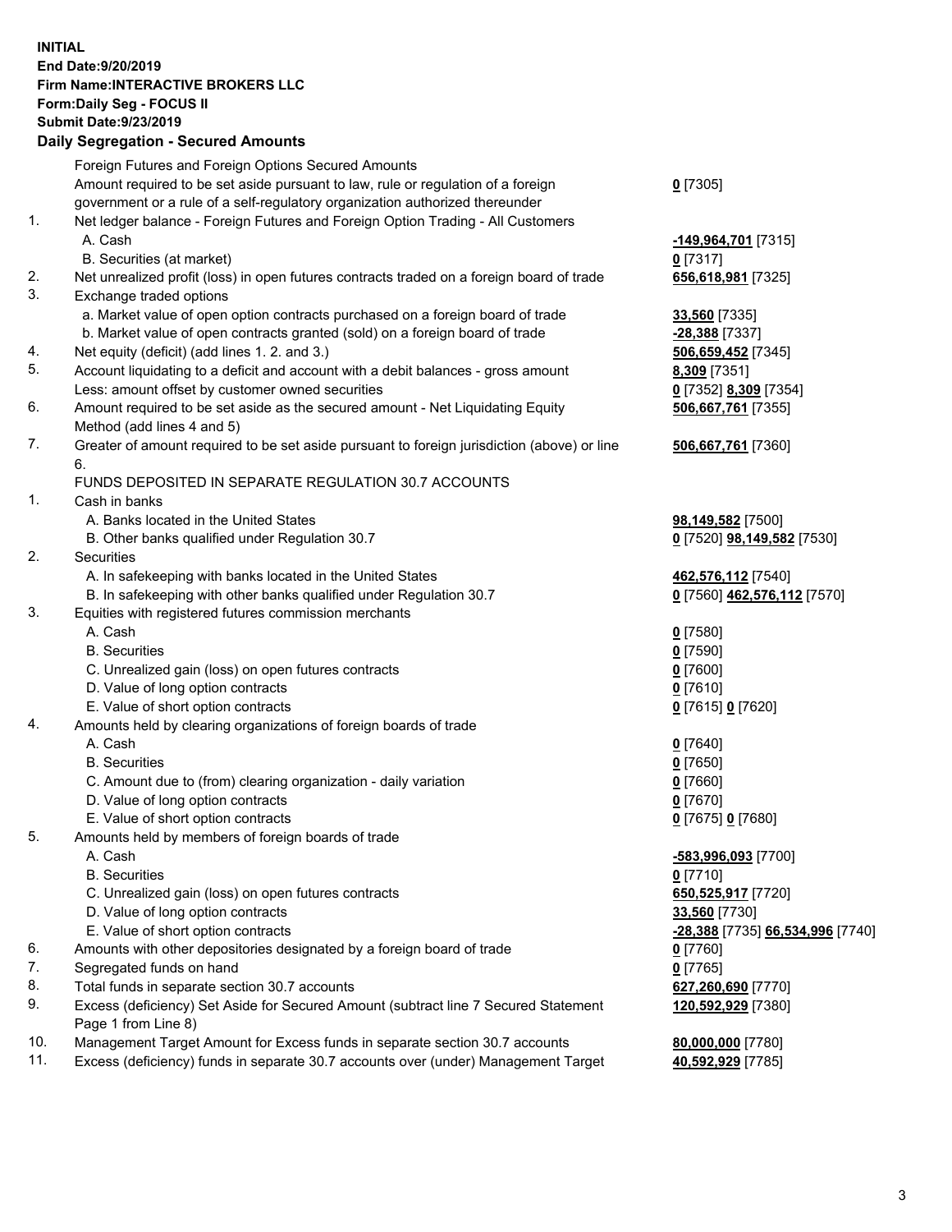**INITIAL**
**End Date:9/20/2019**
**Firm Name:INTERACTIVE BROKERS LLC**
**Form:Daily Seg - FOCUS II**
**Submit Date:9/23/2019**

## Daily Segregation - Secured Amounts

| | | |
|---|---|---|
| | Foreign Futures and Foreign Options Secured Amounts | |
| | Amount required to be set aside pursuant to law, rule or regulation of a foreign government or a rule of a self-regulatory organization authorized thereunder | **0** [7305] |
| 1. | Net ledger balance - Foreign Futures and Foreign Option Trading - All Customers | |
| | A. Cash | **-149,964,701** [7315] |
| | B. Securities (at market) | **0** [7317] |
| 2. | Net unrealized profit (loss) in open futures contracts traded on a foreign board of trade | **656,618,981** [7325] |
| 3. | Exchange traded options | |
| | a. Market value of open option contracts purchased on a foreign board of trade | **33,560** [7335] |
| | b. Market value of open contracts granted (sold) on a foreign board of trade | **-28,388** [7337] |
| 4. | Net equity (deficit) (add lines 1. 2. and 3.) | **506,659,452** [7345] |
| 5. | Account liquidating to a deficit and account with a debit balances - gross amount | **8,309** [7351] |
| | Less: amount offset by customer owned securities | **0** [7352] **8,309** [7354] |
| 6. | Amount required to be set aside as the secured amount - Net Liquidating Equity Method (add lines 4 and 5) | **506,667,761** [7355] |
| 7. | Greater of amount required to be set aside pursuant to foreign jurisdiction (above) or line 6. | **506,667,761** [7360] |
| | FUNDS DEPOSITED IN SEPARATE REGULATION 30.7 ACCOUNTS | |
| 1. | Cash in banks | |
| | A. Banks located in the United States | **98,149,582** [7500] |
| | B. Other banks qualified under Regulation 30.7 | **0** [7520] **98,149,582** [7530] |
| 2. | Securities | |
| | A. In safekeeping with banks located in the United States | **462,576,112** [7540] |
| | B. In safekeeping with other banks qualified under Regulation 30.7 | **0** [7560] **462,576,112** [7570] |
| 3. | Equities with registered futures commission merchants | |
| | A. Cash | **0** [7580] |
| | B. Securities | **0** [7590] |
| | C. Unrealized gain (loss) on open futures contracts | **0** [7600] |
| | D. Value of long option contracts | **0** [7610] |
| | E. Value of short option contracts | **0** [7615] **0** [7620] |
| 4. | Amounts held by clearing organizations of foreign boards of trade | |
| | A. Cash | **0** [7640] |
| | B. Securities | **0** [7650] |
| | C. Amount due to (from) clearing organization - daily variation | **0** [7660] |
| | D. Value of long option contracts | **0** [7670] |
| | E. Value of short option contracts | **0** [7675] **0** [7680] |
| 5. | Amounts held by members of foreign boards of trade | |
| | A. Cash | **-583,996,093** [7700] |
| | B. Securities | **0** [7710] |
| | C. Unrealized gain (loss) on open futures contracts | **650,525,917** [7720] |
| | D. Value of long option contracts | **33,560** [7730] |
| | E. Value of short option contracts | **-28,388** [7735] **66,534,996** [7740] |
| 6. | Amounts with other depositories designated by a foreign board of trade | **0** [7760] |
| 7. | Segregated funds on hand | **0** [7765] |
| 8. | Total funds in separate section 30.7 accounts | **627,260,690** [7770] |
| 9. | Excess (deficiency) Set Aside for Secured Amount (subtract line 7 Secured Statement Page 1 from Line 8) | **120,592,929** [7380] |
| 10. | Management Target Amount for Excess funds in separate section 30.7 accounts | **80,000,000** [7780] |
| 11. | Excess (deficiency) funds in separate 30.7 accounts over (under) Management Target | **40,592,929** [7785] |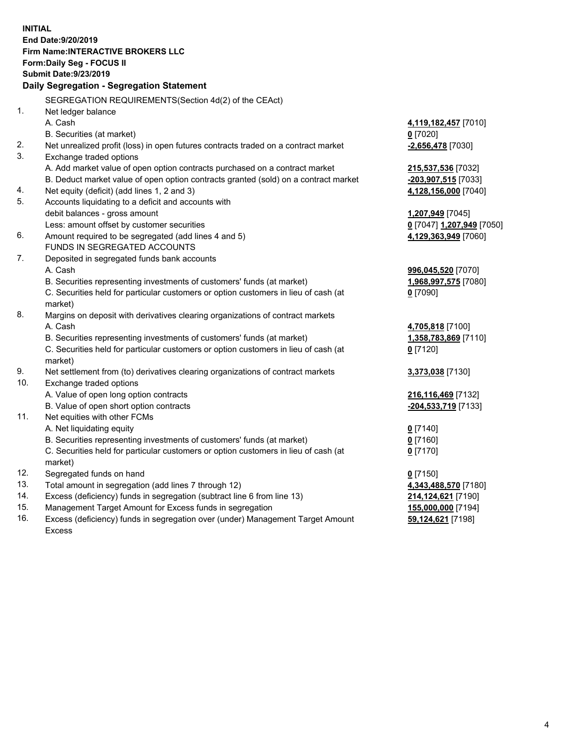**INITIAL**
**End Date:9/20/2019**
**Firm Name:INTERACTIVE BROKERS LLC**
**Form:Daily Seg - FOCUS II**
**Submit Date:9/23/2019**

## Daily Segregation - Segregation Statement

SEGREGATION REQUIREMENTS(Section 4d(2) of the CEAct)

| | | |
|---|---|---|
| 1. | Net ledger balance | |
| | A. Cash | **4,119,182,457** [7010] |
| | B. Securities (at market) | **0** [7020] |
| 2. | Net unrealized profit (loss) in open futures contracts traded on a contract market | **-2,656,478** [7030] |
| 3. | Exchange traded options | |
| | A. Add market value of open option contracts purchased on a contract market | **215,537,536** [7032] |
| | B. Deduct market value of open option contracts granted (sold) on a contract market | **-203,907,515** [7033] |
| 4. | Net equity (deficit) (add lines 1, 2 and 3) | **4,128,156,000** [7040] |
| 5. | Accounts liquidating to a deficit and accounts with | |
| | debit balances - gross amount | **1,207,949** [7045] |
| | Less: amount offset by customer securities | **0** [7047] **1,207,949** [7050] |
| 6. | Amount required to be segregated (add lines 4 and 5) | **4,129,363,949** [7060] |
| | FUNDS IN SEGREGATED ACCOUNTS | |
| 7. | Deposited in segregated funds bank accounts | |
| | A. Cash | **996,045,520** [7070] |
| | B. Securities representing investments of customers' funds (at market) | **1,968,997,575** [7080] |
| | C. Securities held for particular customers or option customers in lieu of cash (at market) | **0** [7090] |
| 8. | Margins on deposit with derivatives clearing organizations of contract markets | |
| | A. Cash | **4,705,818** [7100] |
| | B. Securities representing investments of customers' funds (at market) | **1,358,783,869** [7110] |
| | C. Securities held for particular customers or option customers in lieu of cash (at market) | **0** [7120] |
| 9. | Net settlement from (to) derivatives clearing organizations of contract markets | **3,373,038** [7130] |
| 10. | Exchange traded options | |
| | A. Value of open long option contracts | **216,116,469** [7132] |
| | B. Value of open short option contracts | **-204,533,719** [7133] |
| 11. | Net equities with other FCMs | |
| | A. Net liquidating equity | **0** [7140] |
| | B. Securities representing investments of customers' funds (at market) | **0** [7160] |
| | C. Securities held for particular customers or option customers in lieu of cash (at market) | **0** [7170] |
| 12. | Segregated funds on hand | **0** [7150] |
| 13. | Total amount in segregation (add lines 7 through 12) | **4,343,488,570** [7180] |
| 14. | Excess (deficiency) funds in segregation (subtract line 6 from line 13) | **214,124,621** [7190] |
| 15. | Management Target Amount for Excess funds in segregation | **155,000,000** [7194] |
| 16. | Excess (deficiency) funds in segregation over (under) Management Target Amount Excess | **59,124,621** [7198] |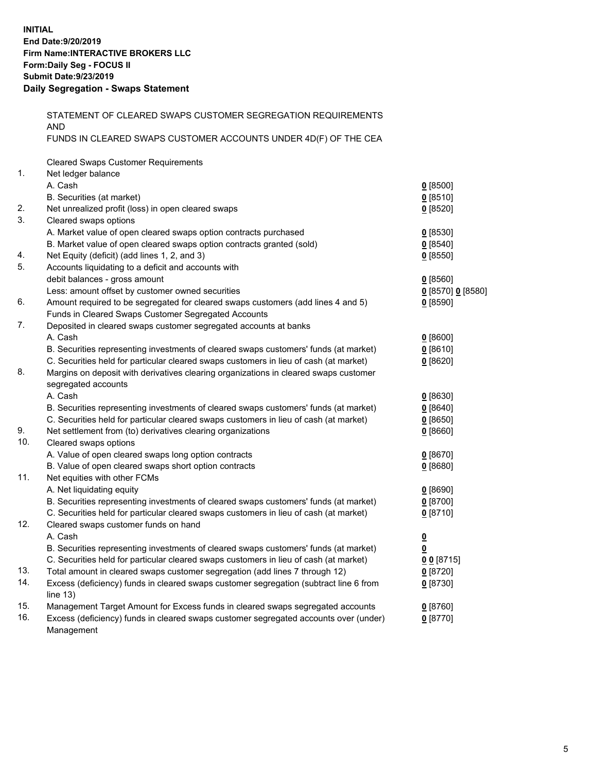**INITIAL**
**End Date:9/20/2019**
**Firm Name:INTERACTIVE BROKERS LLC**
**Form:Daily Seg - FOCUS II**
**Submit Date:9/23/2019**
**Daily Segregation - Swaps Statement**

STATEMENT OF CLEARED SWAPS CUSTOMER SEGREGATION REQUIREMENTS AND FUNDS IN CLEARED SWAPS CUSTOMER ACCOUNTS UNDER 4D(F) OF THE CEA

| | | |
|---|---|---|
| | Cleared Swaps Customer Requirements | |
| 1. | Net ledger balance | |
| | A. Cash | 0 [8500] |
| | B. Securities (at market) | 0 [8510] |
| 2. | Net unrealized profit (loss) in open cleared swaps | 0 [8520] |
| 3. | Cleared swaps options | |
| | A. Market value of open cleared swaps option contracts purchased | 0 [8530] |
| | B. Market value of open cleared swaps option contracts granted (sold) | 0 [8540] |
| 4. | Net Equity (deficit) (add lines 1, 2, and 3) | 0 [8550] |
| 5. | Accounts liquidating to a deficit and accounts with debit balances - gross amount | 0 [8560] |
| | Less: amount offset by customer owned securities | 0 [8570] 0 [8580] |
| 6. | Amount required to be segregated for cleared swaps customers (add lines 4 and 5) | 0 [8590] |
| | Funds in Cleared Swaps Customer Segregated Accounts | |
| 7. | Deposited in cleared swaps customer segregated accounts at banks | |
| | A. Cash | 0 [8600] |
| | B. Securities representing investments of cleared swaps customers' funds (at market) | 0 [8610] |
| | C. Securities held for particular cleared swaps customers in lieu of cash (at market) | 0 [8620] |
| 8. | Margins on deposit with derivatives clearing organizations in cleared swaps customer segregated accounts | |
| | A. Cash | 0 [8630] |
| | B. Securities representing investments of cleared swaps customers' funds (at market) | 0 [8640] |
| | C. Securities held for particular cleared swaps customers in lieu of cash (at market) | 0 [8650] |
| 9. | Net settlement from (to) derivatives clearing organizations | 0 [8660] |
| 10. | Cleared swaps options | |
| | A. Value of open cleared swaps long option contracts | 0 [8670] |
| | B. Value of open cleared swaps short option contracts | 0 [8680] |
| 11. | Net equities with other FCMs | |
| | A. Net liquidating equity | 0 [8690] |
| | B. Securities representing investments of cleared swaps customers' funds (at market) | 0 [8700] |
| | C. Securities held for particular cleared swaps customers in lieu of cash (at market) | 0 [8710] |
| 12. | Cleared swaps customer funds on hand | |
| | A. Cash | 0 |
| | B. Securities representing investments of cleared swaps customers' funds (at market) | 0 |
| | C. Securities held for particular cleared swaps customers in lieu of cash (at market) | 0 0 [8715] |
| 13. | Total amount in cleared swaps customer segregation (add lines 7 through 12) | 0 [8720] |
| 14. | Excess (deficiency) funds in cleared swaps customer segregation (subtract line 6 from line 13) | 0 [8730] |
| 15. | Management Target Amount for Excess funds in cleared swaps segregated accounts | 0 [8760] |
| 16. | Excess (deficiency) funds in cleared swaps customer segregated accounts over (under) Management | 0 [8770] |